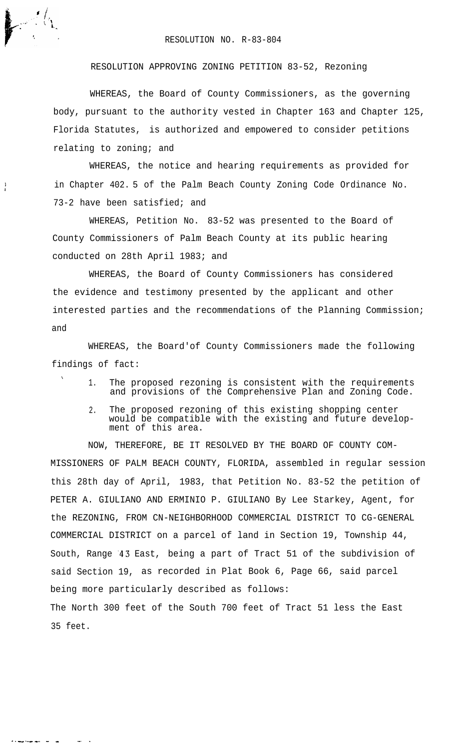RESOLUTION NO. R-83-804

RESOLUTION APPROVING ZONING PETITION 83-52, Rezoning

WHEREAS, the Board of County Commissioners, as the governing body, pursuant to the authority vested in Chapter 163 and Chapter 125, Florida Statutes, is authorized and empowered to consider petitions relating to zoning; and

WHEREAS, the notice and hearing requirements as provided for in Chapter 402.5 of the Palm Beach County Zoning Code Ordinance No. 73-2 have been satisfied; and

WHEREAS, Petition No. 83-52 was presented to the Board of County Commissioners of Palm Beach County at its public hearing conducted on 28th April 1983; and

WHEREAS, the Board of County Commissioners has considered the evidence and testimony presented by the applicant and other interested parties and the recommendations of the Planning Commission; and

WHEREAS, the Board'of County Commissioners made the following findings of fact:

1. The proposed rezoning is consistent with the requirements and provisions of the Comprehensive Plan and Zoning Code.
2. The proposed rezoning of this existing shopping center would be compatible with the existing and future development of this area.

NOW, THEREFORE, BE IT RESOLVED BY THE BOARD OF COUNTY COMMISSIONERS OF PALM BEACH COUNTY, FLORIDA, assembled in regular session this 28th day of April, 1983, that Petition No. 83-52 the petition of PETER A. GIULIANO AND ERMINIO P. GIULIANO By Lee Starkey, Agent, for the REZONING, FROM CN-NEIGHBORHOOD COMMERCIAL DISTRICT TO CG-GENERAL COMMERCIAL DISTRICT on a parcel of land in Section 19, Township 44, South, Range 43 East, being a part of Tract 51 of the subdivision of said Section 19, as recorded in Plat Book 6, Page 66, said parcel being more particularly described as follows:

The North 300 feet of the South 700 feet of Tract 51 less the East 35 feet.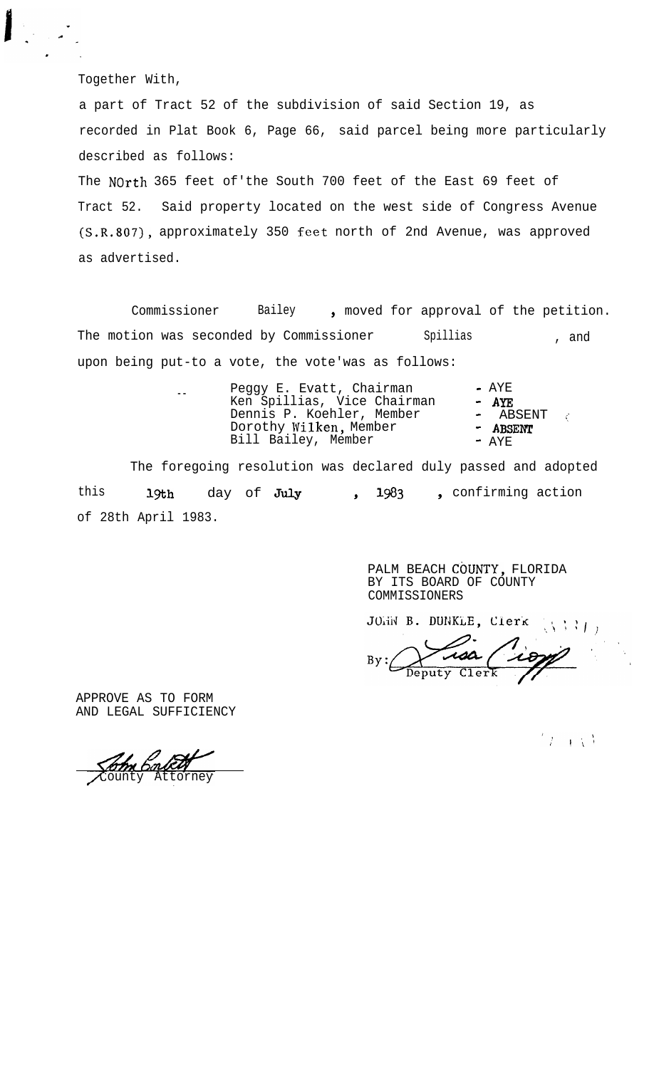Together With,

a part of Tract 52 of the subdivision of said Section 19, as recorded in Plat Book 6, Page 66, said parcel being more particularly described as follows:

The North 365 feet of'the South 700 feet of the East 69 feet of Tract 52. Said property located on the west side of Congress Avenue (S.R.807), approximately 350 feet north of 2nd Avenue, was approved as advertised.

Commissioner Bailey, moved for approval of the petition. The motion was seconded by Commissioner Spillias, and upon being put-to a vote, the vote'was as follows:

| | |
|---|---|
| Peggy E. Evatt, Chairman | - AYE |
| Ken Spillias, Vice Chairman | - AYE |
| Dennis P. Koehler, Member | - ABSENT |
| Dorothy Wilken, Member | - ABSENT |
| Bill Bailey, Member | - AYE |

The foregoing resolution was declared duly passed and adopted this 19th day of July, 1983, confirming action of 28th April 1983.

PALM BEACH COUNTY, FLORIDA
BY ITS BOARD OF COUNTY
COMMISSIONERS

JOHN B. DUNKLE, Clerk

By: Deputy Clerk

APPROVE AS TO FORM
AND LEGAL SUFFICIENCY

County Attorney